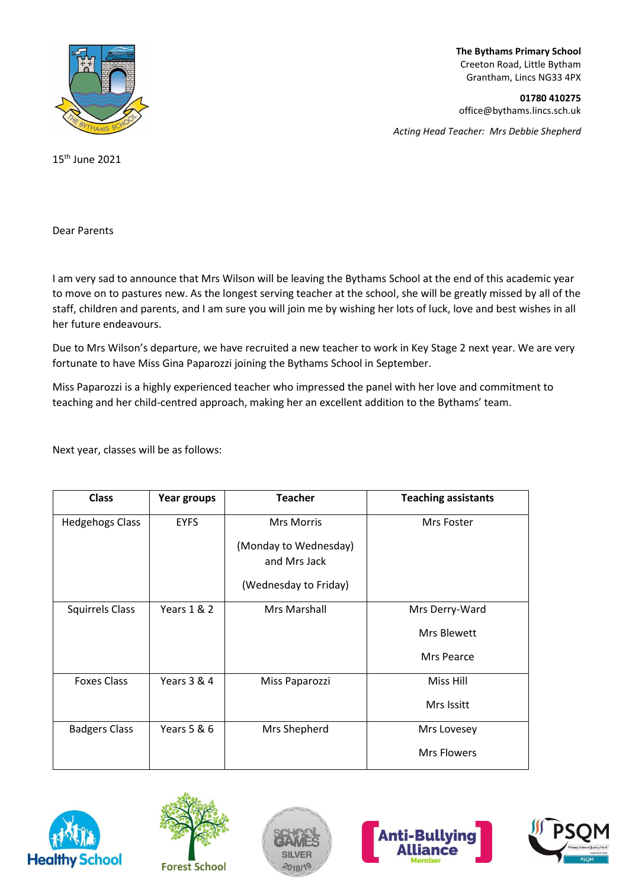**The Bythams Primary School**
Creeton Road, Little Bytham
Grantham, Lincs NG33 4PX

**01780 410275**
office@bythams.lincs.sch.uk

*Acting Head Teacher: Mrs Debbie Shepherd*

15th June 2021

Dear Parents

I am very sad to announce that Mrs Wilson will be leaving the Bythams School at the end of this academic year to move on to pastures new. As the longest serving teacher at the school, she will be greatly missed by all of the staff, children and parents, and I am sure you will join me by wishing her lots of luck, love and best wishes in all her future endeavours.

Due to Mrs Wilson's departure, we have recruited a new teacher to work in Key Stage 2 next year. We are very fortunate to have Miss Gina Paparozzi joining the Bythams School in September.

Miss Paparozzi is a highly experienced teacher who impressed the panel with her love and commitment to teaching and her child-centred approach, making her an excellent addition to the Bythams' team.

Next year, classes will be as follows:

| Class | Year groups | Teacher | Teaching assistants |
|---|---|---|---|
| Hedgehogs Class | EYFS | Mrs Morris (Monday to Wednesday) and Mrs Jack (Wednesday to Friday) | Mrs Foster |
| Squirrels Class | Years 1 & 2 | Mrs Marshall | Mrs Derry-Ward<br>Mrs Blewett<br>Mrs Pearce |
| Foxes Class | Years 3 & 4 | Miss Paparozzi | Miss Hill<br>Mrs Issitt |
| Badgers Class | Years 5 & 6 | Mrs Shepherd | Mrs Lovesey<br>Mrs Flowers |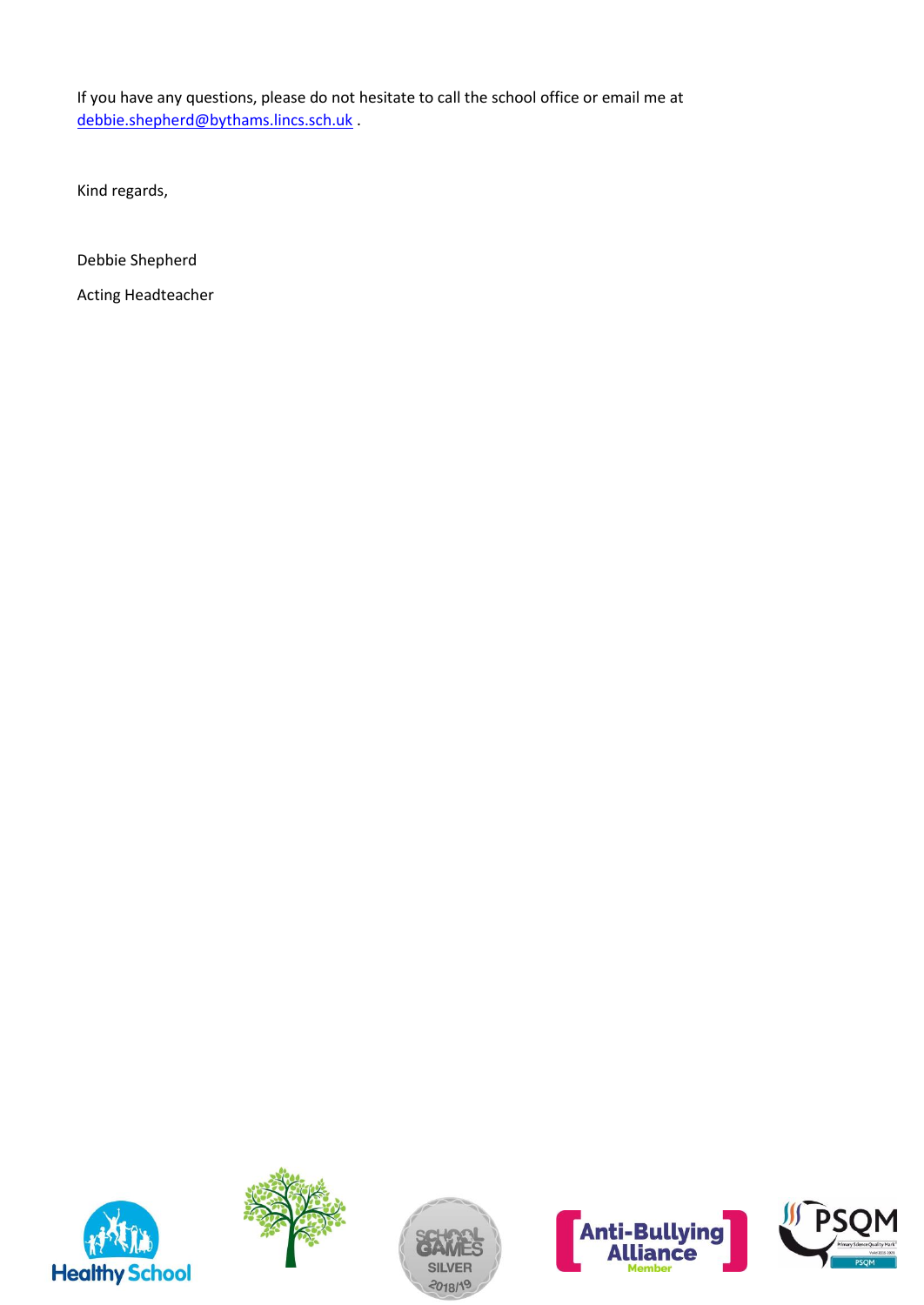If you have any questions, please do not hesitate to call the school office or email me at debbie.shepherd@bythams.lincs.sch.uk .

Kind regards,

Debbie Shepherd

Acting Headteacher